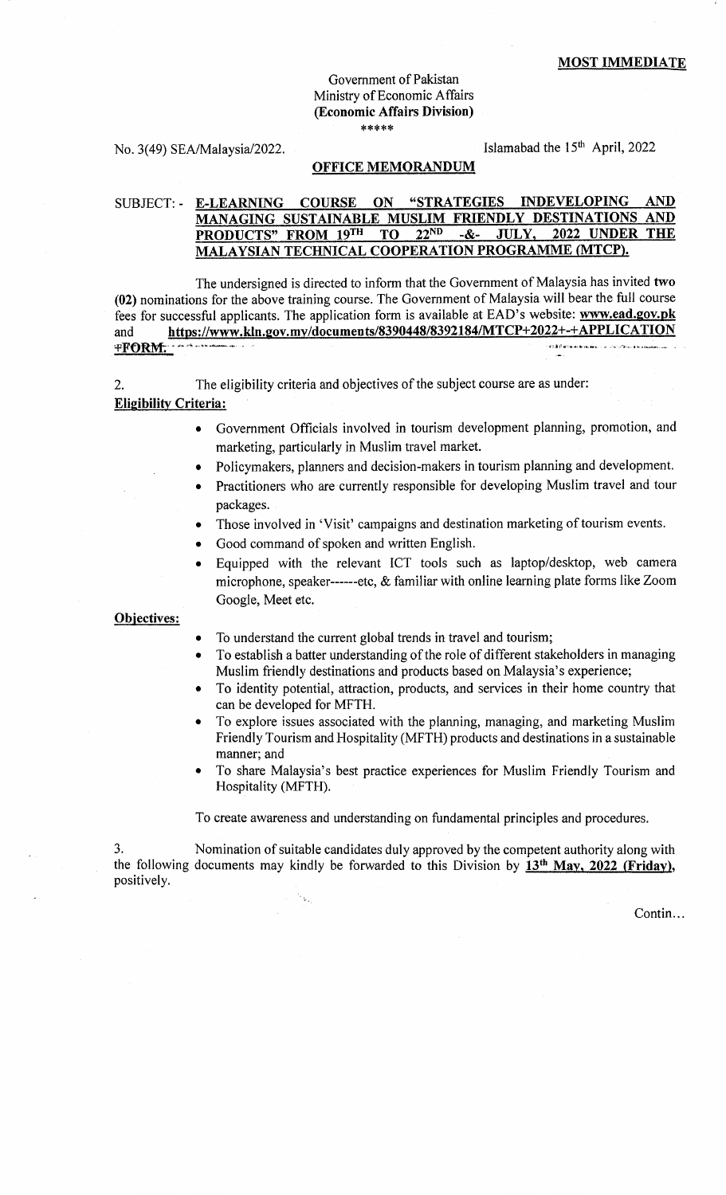**MOST IMMEDIATE**

Government of Pakistan
Ministry of Economic Affairs
**(Economic Affairs Division)**
\*\*\*\*\*

No. 3(49) SEA/Malaysia/2022. Islamabad the 15th April, 2022

**OFFICE MEMORANDUM**

SUBJECT: - **E-LEARNING COURSE ON "STRATEGIES INDEVELOPING AND MANAGING SUSTAINABLE MUSLIM FRIENDLY DESTINATIONS AND PRODUCTS" FROM 19TH TO 22ND -&- JULY, 2022 UNDER THE MALAYSIAN TECHNICAL COOPERATION PROGRAMME (MTCP).**

The undersigned is directed to inform that the Government of Malaysia has invited **two (02)** nominations for the above training course. The Government of Malaysia will bear the full course fees for successful applicants. The application form is available at EAD's website: **www.ead.gov.pk** and **https://www.kln.gov.my/documents/8390448/8392184/MTCP+2022+-+APPLICATION +FORM.**

2. The eligibility criteria and objectives of the subject course are as under:

**Eligibility Criteria:**

- Government Officials involved in tourism development planning, promotion, and marketing, particularly in Muslim travel market.
- Policymakers, planners and decision-makers in tourism planning and development.
- Practitioners who are currently responsible for developing Muslim travel and tour packages.
- Those involved in 'Visit' campaigns and destination marketing of tourism events.
- Good command of spoken and written English.
- Equipped with the relevant ICT tools such as laptop/desktop, web camera microphone, speaker------etc, & familiar with online learning plate forms like Zoom Google, Meet etc.

**Objectives:**

- To understand the current global trends in travel and tourism;
- To establish a batter understanding of the role of different stakeholders in managing Muslim friendly destinations and products based on Malaysia's experience;
- To identity potential, attraction, products, and services in their home country that can be developed for MFTH.
- To explore issues associated with the planning, managing, and marketing Muslim Friendly Tourism and Hospitality (MFTH) products and destinations in a sustainable manner; and
- To share Malaysia's best practice experiences for Muslim Friendly Tourism and Hospitality (MFTH).

To create awareness and understanding on fundamental principles and procedures.

3. Nomination of suitable candidates duly approved by the competent authority along with the following documents may kindly be forwarded to this Division by **13th May, 2022 (Friday)**, positively.

Contin...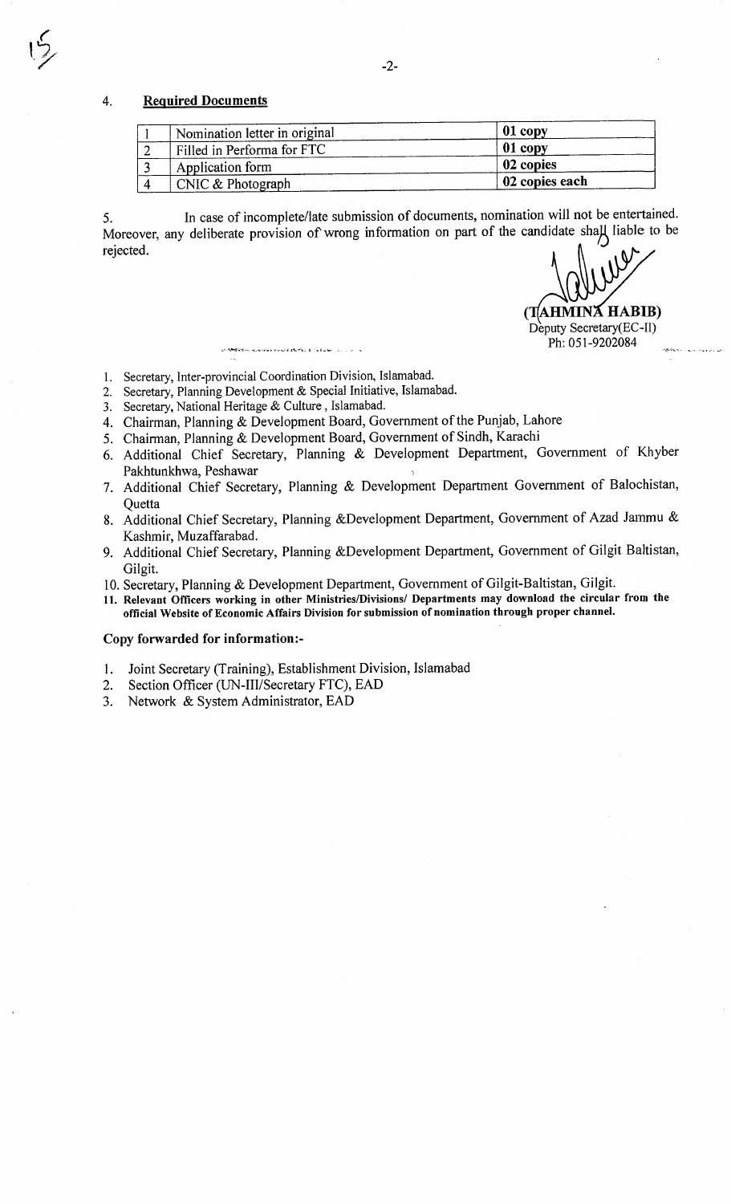4. **Required Documents**

| | | |
|---|---|---|
| 1 | Nomination letter in original | **01 copy** |
| 2 | Filled in Performa for FTC | **01 copy** |
| 3 | Application form | **02 copies** |
| 4 | CNIC & Photograph | **02 copies each** |

5. In case of incomplete/late submission of documents, nomination will not be entertained. Moreover, any deliberate provision of wrong information on part of the candidate shall liable to be rejected.

**(TAHMINA HABIB)**
Deputy Secretary(EC-II)
Ph: 051-9202084

1. Secretary, Inter-provincial Coordination Division, Islamabad.
2. Secretary, Planning Development & Special Initiative, Islamabad.
3. Secretary, National Heritage & Culture , Islamabad.
4. Chairman, Planning & Development Board, Government of the Punjab, Lahore
5. Chairman, Planning & Development Board, Government of Sindh, Karachi
6. Additional Chief Secretary, Planning & Development Department, Government of Khyber Pakhtunkhwa, Peshawar
7. Additional Chief Secretary, Planning & Development Department Government of Balochistan, Quetta
8. Additional Chief Secretary, Planning &Development Department, Government of Azad Jammu & Kashmir, Muzaffarabad.
9. Additional Chief Secretary, Planning &Development Department, Government of Gilgit Baltistan, Gilgit.
10. Secretary, Planning & Development Department, Government of Gilgit-Baltistan, Gilgit.
11. **Relevant Officers working in other Ministries/Divisions/ Departments may download the circular from the official Website of Economic Affairs Division for submission of nomination through proper channel.**

**Copy forwarded for information:-**

1. Joint Secretary (Training), Establishment Division, Islamabad
2. Section Officer (UN-III/Secretary FTC), EAD
3. Network & System Administrator, EAD